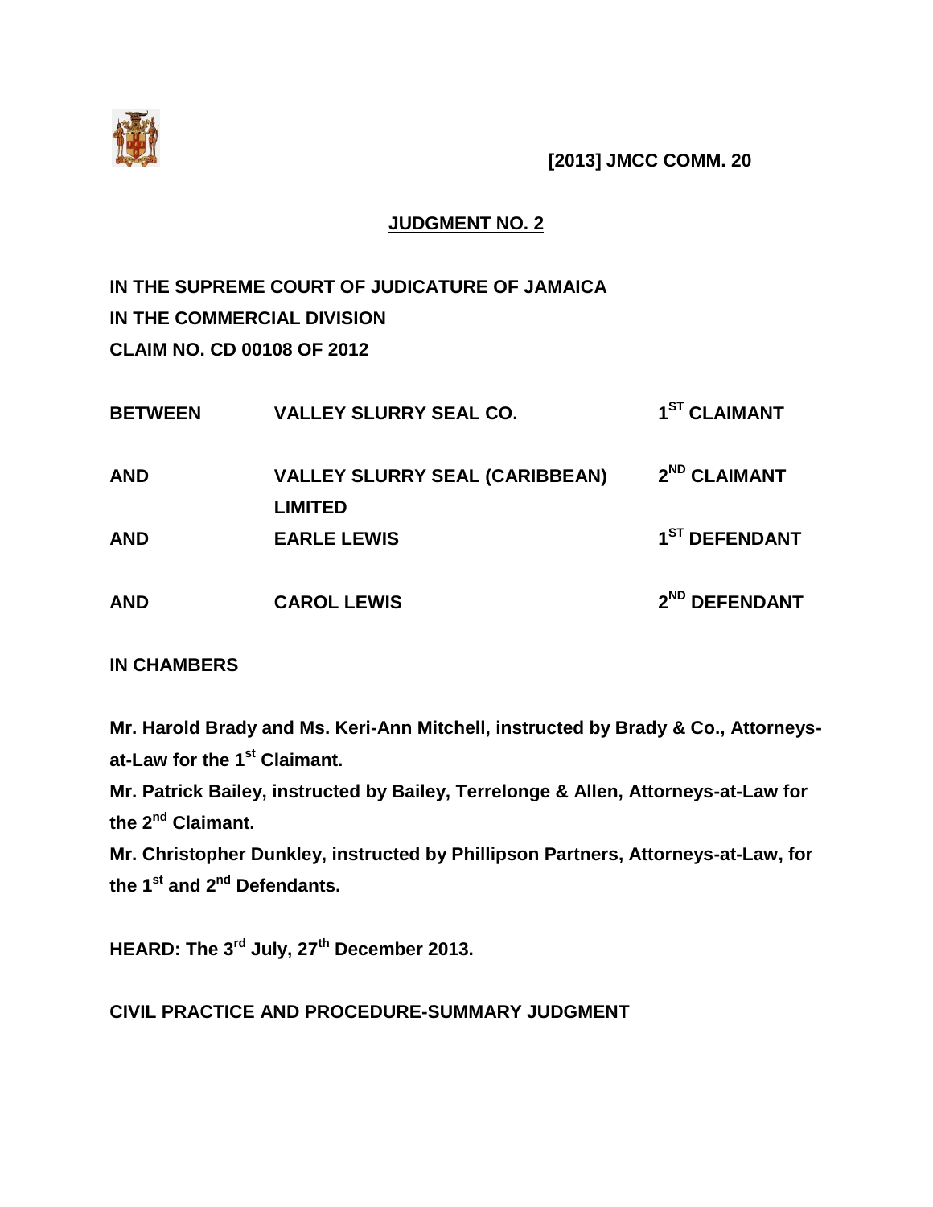**[2013] JMCC COMM. 20**

**JUDGMENT NO. 2**

**IN THE SUPREME COURT OF JUDICATURE OF JAMAICA**
**IN THE COMMERCIAL DIVISION**
**CLAIM NO. CD 00108 OF 2012**

| | | |
|---|---|---|
| **BETWEEN** | **VALLEY SLURRY SEAL CO.** | **1ST CLAIMANT** |
| **AND** | **VALLEY SLURRY SEAL (CARIBBEAN) LIMITED** | **2ND CLAIMANT** |
| **AND** | **EARLE LEWIS** | **1ST DEFENDANT** |
| **AND** | **CAROL LEWIS** | **2ND DEFENDANT** |

**IN CHAMBERS**

**Mr. Harold Brady and Ms. Keri-Ann Mitchell, instructed by Brady & Co., Attorneys-at-Law for the 1st Claimant.**

**Mr. Patrick Bailey, instructed by Bailey, Terrelonge & Allen, Attorneys-at-Law for the 2nd Claimant.**

**Mr. Christopher Dunkley, instructed by Phillipson Partners, Attorneys-at-Law, for the 1st and 2nd Defendants.**

**HEARD: The 3rd July, 27th December 2013.**

**CIVIL PRACTICE AND PROCEDURE-SUMMARY JUDGMENT**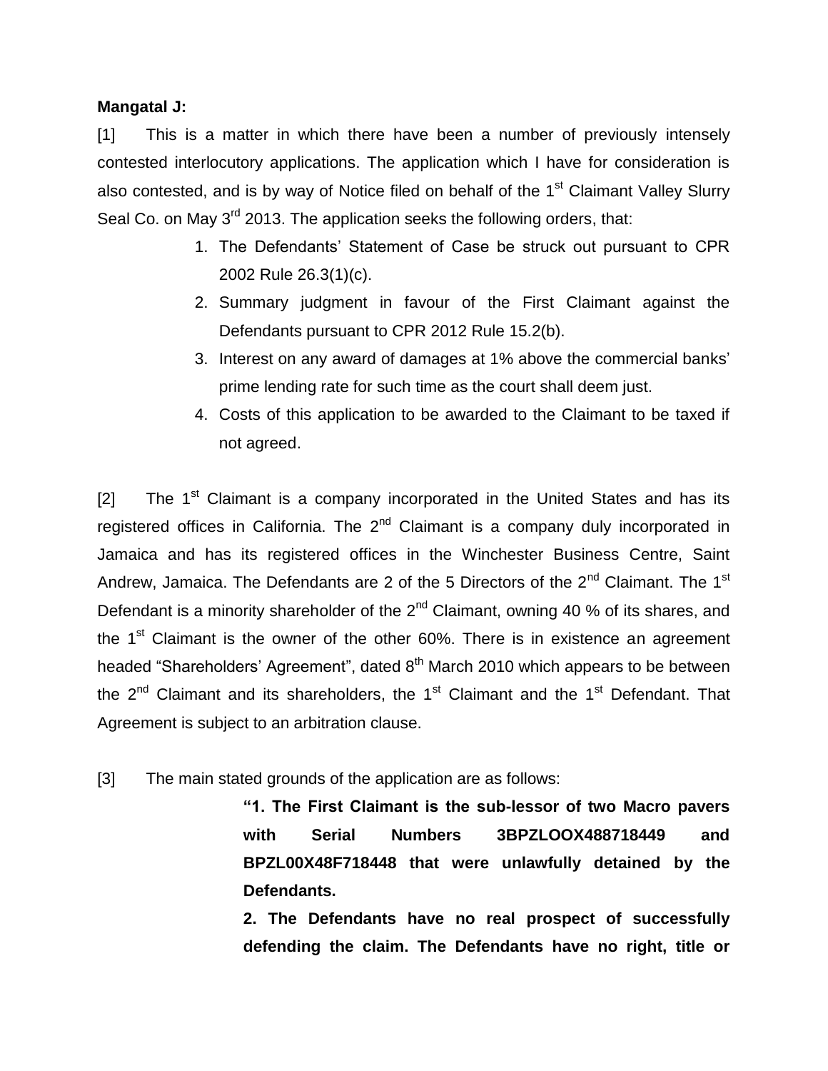**Mangatal J:**

[1] This is a matter in which there have been a number of previously intensely contested interlocutory applications. The application which I have for consideration is also contested, and is by way of Notice filed on behalf of the 1st Claimant Valley Slurry Seal Co. on May 3rd 2013. The application seeks the following orders, that:

1. The Defendants' Statement of Case be struck out pursuant to CPR 2002 Rule 26.3(1)(c).
2. Summary judgment in favour of the First Claimant against the Defendants pursuant to CPR 2012 Rule 15.2(b).
3. Interest on any award of damages at 1% above the commercial banks' prime lending rate for such time as the court shall deem just.
4. Costs of this application to be awarded to the Claimant to be taxed if not agreed.

[2] The 1st Claimant is a company incorporated in the United States and has its registered offices in California. The 2nd Claimant is a company duly incorporated in Jamaica and has its registered offices in the Winchester Business Centre, Saint Andrew, Jamaica. The Defendants are 2 of the 5 Directors of the 2nd Claimant. The 1st Defendant is a minority shareholder of the 2nd Claimant, owning 40 % of its shares, and the 1st Claimant is the owner of the other 60%. There is in existence an agreement headed "Shareholders' Agreement", dated 8th March 2010 which appears to be between the 2nd Claimant and its shareholders, the 1st Claimant and the 1st Defendant. That Agreement is subject to an arbitration clause.

[3] The main stated grounds of the application are as follows:

> **"1. The First Claimant is the sub-lessor of two Macro pavers with Serial Numbers 3BPZLOOX488718449 and BPZL00X48F718448 that were unlawfully detained by the Defendants.**
>
> **2. The Defendants have no real prospect of successfully defending the claim. The Defendants have no right, title or**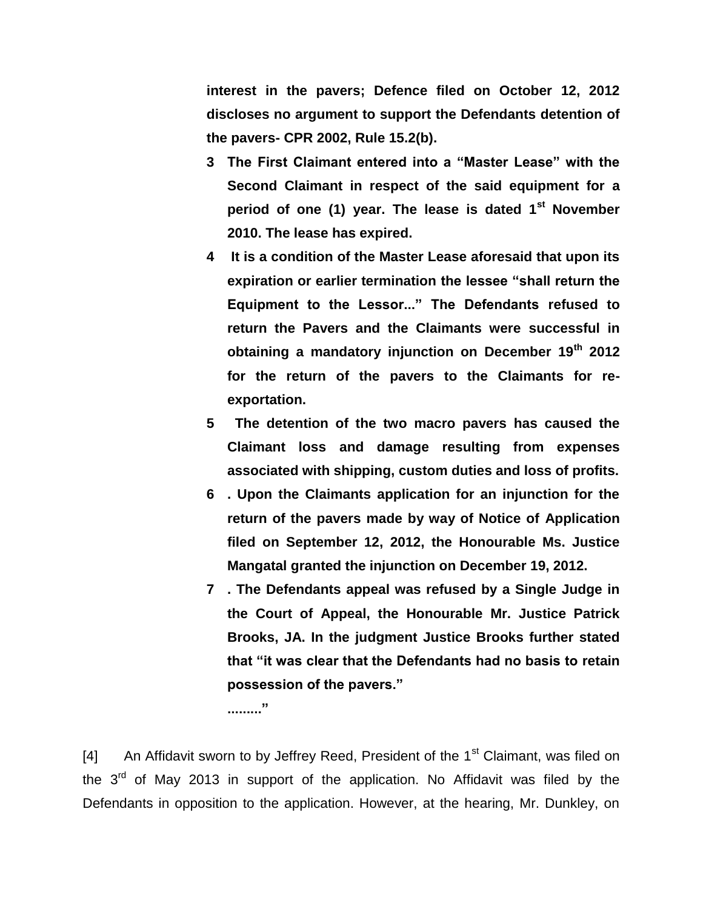**interest in the pavers; Defence filed on October 12, 2012 discloses no argument to support the Defendants detention of the pavers- CPR 2002, Rule 15.2(b).**

3 **The First Claimant entered into a "Master Lease" with the Second Claimant in respect of the said equipment for a period of one (1) year. The lease is dated 1st November 2010. The lease has expired.**

4 **It is a condition of the Master Lease aforesaid that upon its expiration or earlier termination the lessee "shall return the Equipment to the Lessor..." The Defendants refused to return the Pavers and the Claimants were successful in obtaining a mandatory injunction on December 19th 2012 for the return of the pavers to the Claimants for re-exportation.**

5 **The detention of the two macro pavers has caused the Claimant loss and damage resulting from expenses associated with shipping, custom duties and loss of profits.**

6 **. Upon the Claimants application for an injunction for the return of the pavers made by way of Notice of Application filed on September 12, 2012, the Honourable Ms. Justice Mangatal granted the injunction on December 19, 2012.**

7 **. The Defendants appeal was refused by a Single Judge in the Court of Appeal, the Honourable Mr. Justice Patrick Brooks, JA. In the judgment Justice Brooks further stated that "it was clear that the Defendants had no basis to retain possession of the pavers."**

**........."**

[4] An Affidavit sworn to by Jeffrey Reed, President of the 1st Claimant, was filed on the 3rd of May 2013 in support of the application. No Affidavit was filed by the Defendants in opposition to the application. However, at the hearing, Mr. Dunkley, on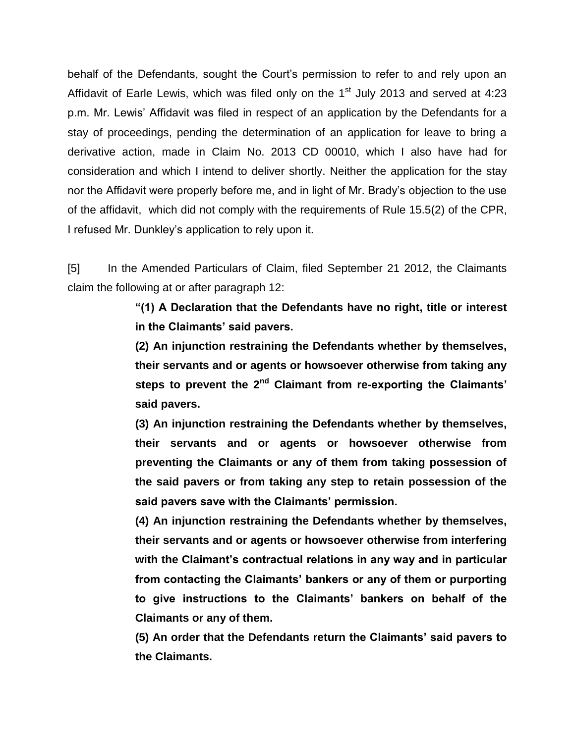behalf of the Defendants, sought the Court's permission to refer to and rely upon an Affidavit of Earle Lewis, which was filed only on the 1st July 2013 and served at 4:23 p.m. Mr. Lewis' Affidavit was filed in respect of an application by the Defendants for a stay of proceedings, pending the determination of an application for leave to bring a derivative action, made in Claim No. 2013 CD 00010, which I also have had for consideration and which I intend to deliver shortly. Neither the application for the stay nor the Affidavit were properly before me, and in light of Mr. Brady's objection to the use of the affidavit, which did not comply with the requirements of Rule 15.5(2) of the CPR, I refused Mr. Dunkley's application to rely upon it.

[5] In the Amended Particulars of Claim, filed September 21 2012, the Claimants claim the following at or after paragraph 12:

> **"(1) A Declaration that the Defendants have no right, title or interest in the Claimants' said pavers.**
>
> **(2) An injunction restraining the Defendants whether by themselves, their servants and or agents or howsoever otherwise from taking any steps to prevent the 2nd Claimant from re-exporting the Claimants' said pavers.**
>
> **(3) An injunction restraining the Defendants whether by themselves, their servants and or agents or howsoever otherwise from preventing the Claimants or any of them from taking possession of the said pavers or from taking any step to retain possession of the said pavers save with the Claimants' permission.**
>
> **(4) An injunction restraining the Defendants whether by themselves, their servants and or agents or howsoever otherwise from interfering with the Claimant's contractual relations in any way and in particular from contacting the Claimants' bankers or any of them or purporting to give instructions to the Claimants' bankers on behalf of the Claimants or any of them.**
>
> **(5) An order that the Defendants return the Claimants' said pavers to the Claimants.**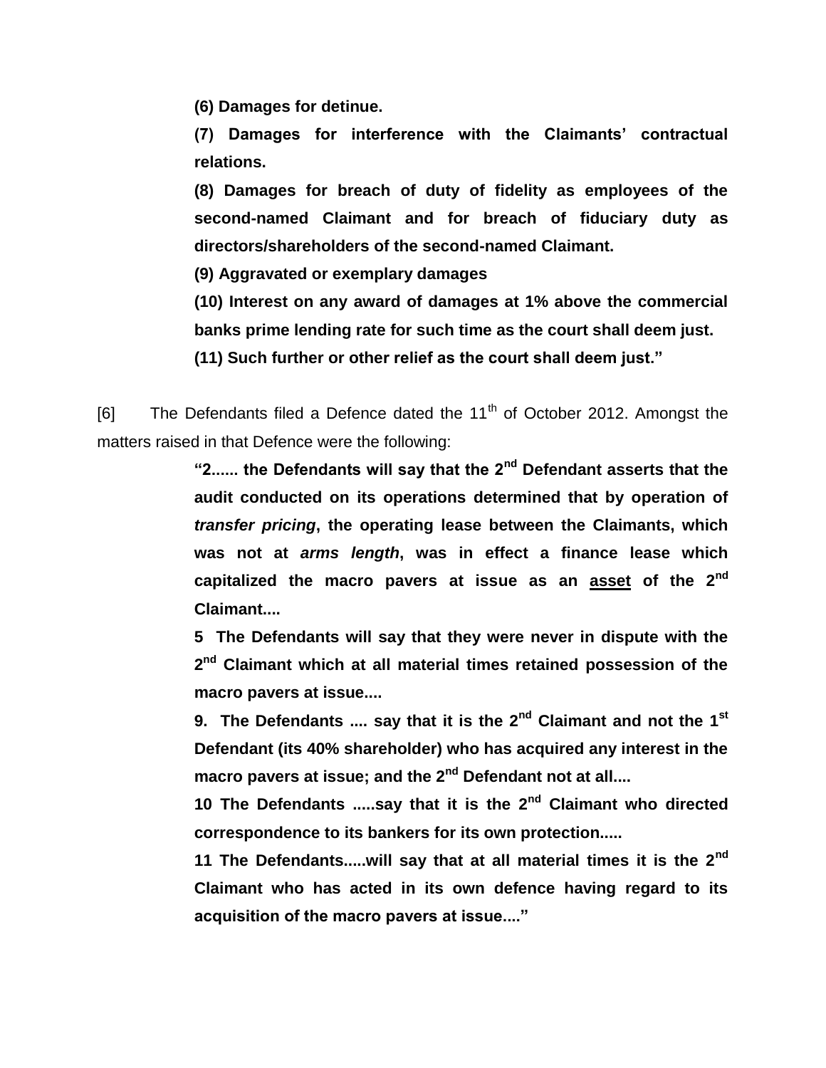**(6) Damages for detinue.**

**(7) Damages for interference with the Claimants' contractual relations.**

**(8) Damages for breach of duty of fidelity as employees of the second-named Claimant and for breach of fiduciary duty as directors/shareholders of the second-named Claimant.**

**(9) Aggravated or exemplary damages**

**(10) Interest on any award of damages at 1% above the commercial banks prime lending rate for such time as the court shall deem just.**

**(11) Such further or other relief as the court shall deem just."**

[6] The Defendants filed a Defence dated the 11th of October 2012. Amongst the matters raised in that Defence were the following:

> **"2...... the Defendants will say that the 2nd Defendant asserts that the audit conducted on its operations determined that by operation of *transfer pricing*, the operating lease between the Claimants, which was not at *arms length*, was in effect a finance lease which capitalized the macro pavers at issue as an <u>asset</u> of the 2nd Claimant....**
>
> **5 The Defendants will say that they were never in dispute with the 2nd Claimant which at all material times retained possession of the macro pavers at issue....**
>
> **9. The Defendants .... say that it is the 2nd Claimant and not the 1st Defendant (its 40% shareholder) who has acquired any interest in the macro pavers at issue; and the 2nd Defendant not at all....**
>
> **10 The Defendants .....say that it is the 2nd Claimant who directed correspondence to its bankers for its own protection.....**
>
> **11 The Defendants.....will say that at all material times it is the 2nd Claimant who has acted in its own defence having regard to its acquisition of the macro pavers at issue...."**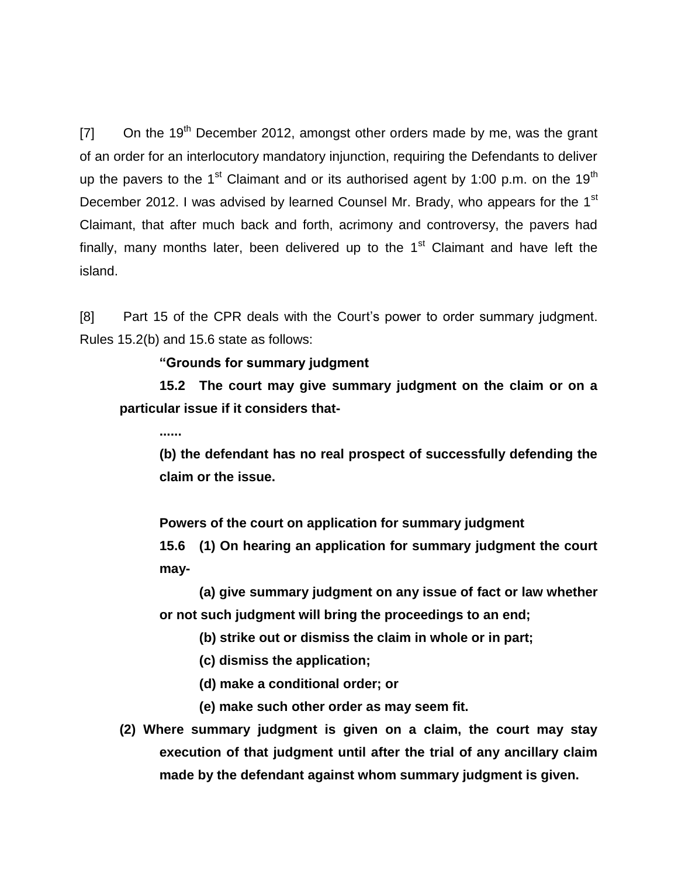[7] On the 19th December 2012, amongst other orders made by me, was the grant of an order for an interlocutory mandatory injunction, requiring the Defendants to deliver up the pavers to the 1st Claimant and or its authorised agent by 1:00 p.m. on the 19th December 2012. I was advised by learned Counsel Mr. Brady, who appears for the 1st Claimant, that after much back and forth, acrimony and controversy, the pavers had finally, many months later, been delivered up to the 1st Claimant and have left the island.

[8] Part 15 of the CPR deals with the Court's power to order summary judgment. Rules 15.2(b) and 15.6 state as follows:

> **"Grounds for summary judgment**
>
> **15.2 The court may give summary judgment on the claim or on a particular issue if it considers that-**
>
> **......**
>
> **(b) the defendant has no real prospect of successfully defending the claim or the issue.**
>
> **Powers of the court on application for summary judgment**
>
> **15.6 (1) On hearing an application for summary judgment the court may-**
>
> **(a) give summary judgment on any issue of fact or law whether or not such judgment will bring the proceedings to an end;**
>
> **(b) strike out or dismiss the claim in whole or in part;**
>
> **(c) dismiss the application;**
>
> **(d) make a conditional order; or**
>
> **(e) make such other order as may seem fit.**
>
> **(2) Where summary judgment is given on a claim, the court may stay execution of that judgment until after the trial of any ancillary claim made by the defendant against whom summary judgment is given.**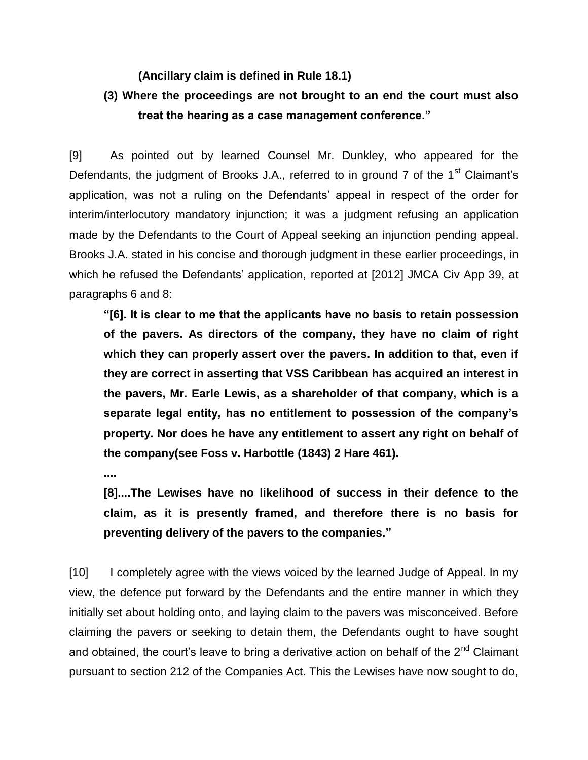**(Ancillary claim is defined in Rule 18.1)**

**(3) Where the proceedings are not brought to an end the court must also treat the hearing as a case management conference."**

[9] As pointed out by learned Counsel Mr. Dunkley, who appeared for the Defendants, the judgment of Brooks J.A., referred to in ground 7 of the 1st Claimant's application, was not a ruling on the Defendants' appeal in respect of the order for interim/interlocutory mandatory injunction; it was a judgment refusing an application made by the Defendants to the Court of Appeal seeking an injunction pending appeal. Brooks J.A. stated in his concise and thorough judgment in these earlier proceedings, in which he refused the Defendants' application, reported at [2012] JMCA Civ App 39, at paragraphs 6 and 8:

> **"[6]. It is clear to me that the applicants have no basis to retain possession of the pavers. As directors of the company, they have no claim of right which they can properly assert over the pavers. In addition to that, even if they are correct in asserting that VSS Caribbean has acquired an interest in the pavers, Mr. Earle Lewis, as a shareholder of that company, which is a separate legal entity, has no entitlement to possession of the company's property. Nor does he have any entitlement to assert any right on behalf of the company(see Foss v. Harbottle (1843) 2 Hare 461).**
>
> **....**
>
> **[8]....The Lewises have no likelihood of success in their defence to the claim, as it is presently framed, and therefore there is no basis for preventing delivery of the pavers to the companies."**

[10] I completely agree with the views voiced by the learned Judge of Appeal. In my view, the defence put forward by the Defendants and the entire manner in which they initially set about holding onto, and laying claim to the pavers was misconceived. Before claiming the pavers or seeking to detain them, the Defendants ought to have sought and obtained, the court's leave to bring a derivative action on behalf of the 2nd Claimant pursuant to section 212 of the Companies Act. This the Lewises have now sought to do,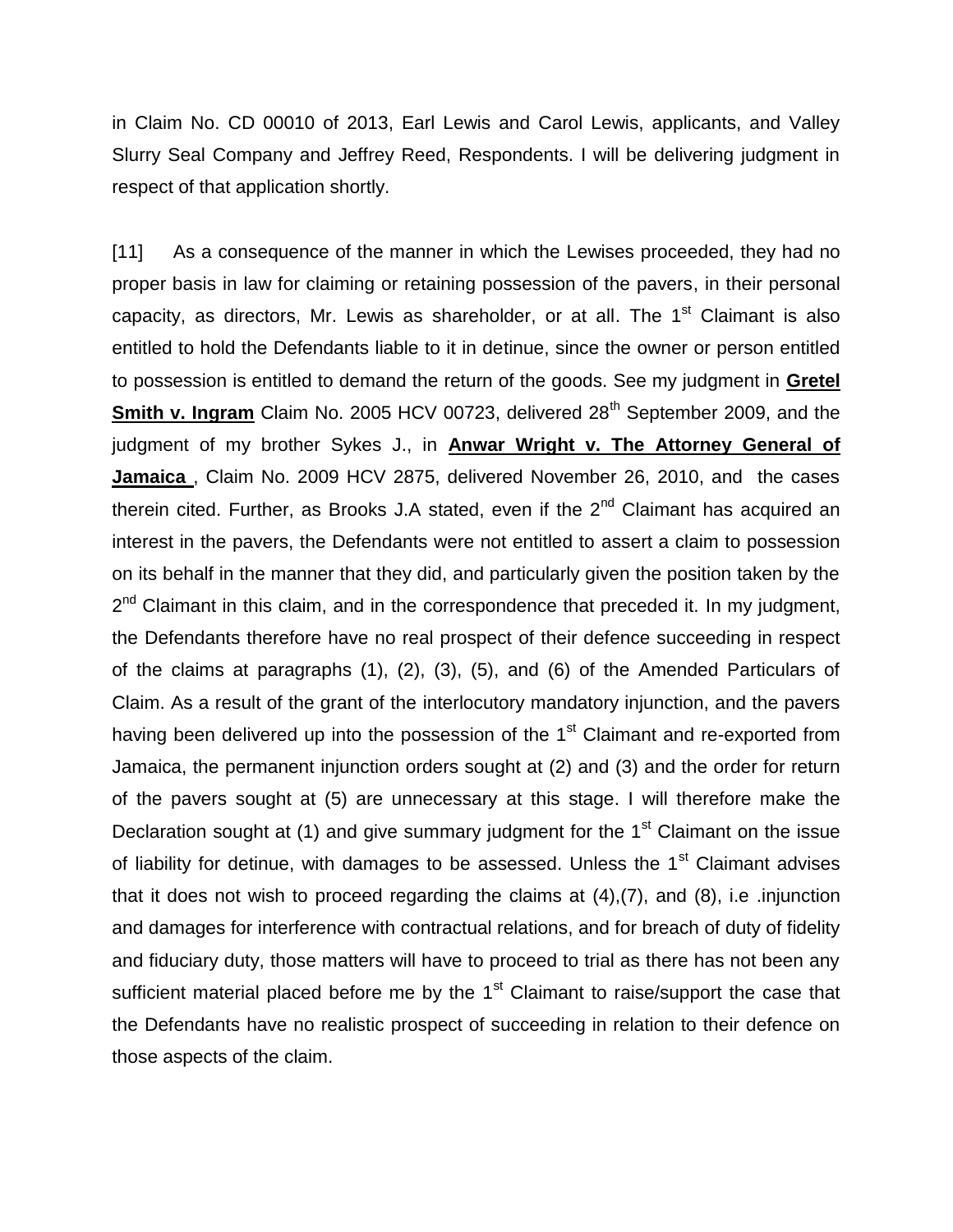in Claim No. CD 00010 of 2013, Earl Lewis and Carol Lewis, applicants, and Valley Slurry Seal Company and Jeffrey Reed, Respondents. I will be delivering judgment in respect of that application shortly.

[11] As a consequence of the manner in which the Lewises proceeded, they had no proper basis in law for claiming or retaining possession of the pavers, in their personal capacity, as directors, Mr. Lewis as shareholder, or at all. The 1st Claimant is also entitled to hold the Defendants liable to it in detinue, since the owner or person entitled to possession is entitled to demand the return of the goods. See my judgment in **Gretel Smith v. Ingram** Claim No. 2005 HCV 00723, delivered 28th September 2009, and the judgment of my brother Sykes J., in **Anwar Wright v. The Attorney General of Jamaica** , Claim No. 2009 HCV 2875, delivered November 26, 2010, and the cases therein cited. Further, as Brooks J.A stated, even if the 2nd Claimant has acquired an interest in the pavers, the Defendants were not entitled to assert a claim to possession on its behalf in the manner that they did, and particularly given the position taken by the 2nd Claimant in this claim, and in the correspondence that preceded it. In my judgment, the Defendants therefore have no real prospect of their defence succeeding in respect of the claims at paragraphs (1), (2), (3), (5), and (6) of the Amended Particulars of Claim. As a result of the grant of the interlocutory mandatory injunction, and the pavers having been delivered up into the possession of the 1st Claimant and re-exported from Jamaica, the permanent injunction orders sought at (2) and (3) and the order for return of the pavers sought at (5) are unnecessary at this stage. I will therefore make the Declaration sought at (1) and give summary judgment for the 1st Claimant on the issue of liability for detinue, with damages to be assessed. Unless the 1st Claimant advises that it does not wish to proceed regarding the claims at (4),(7), and (8), i.e .injunction and damages for interference with contractual relations, and for breach of duty of fidelity and fiduciary duty, those matters will have to proceed to trial as there has not been any sufficient material placed before me by the 1st Claimant to raise/support the case that the Defendants have no realistic prospect of succeeding in relation to their defence on those aspects of the claim.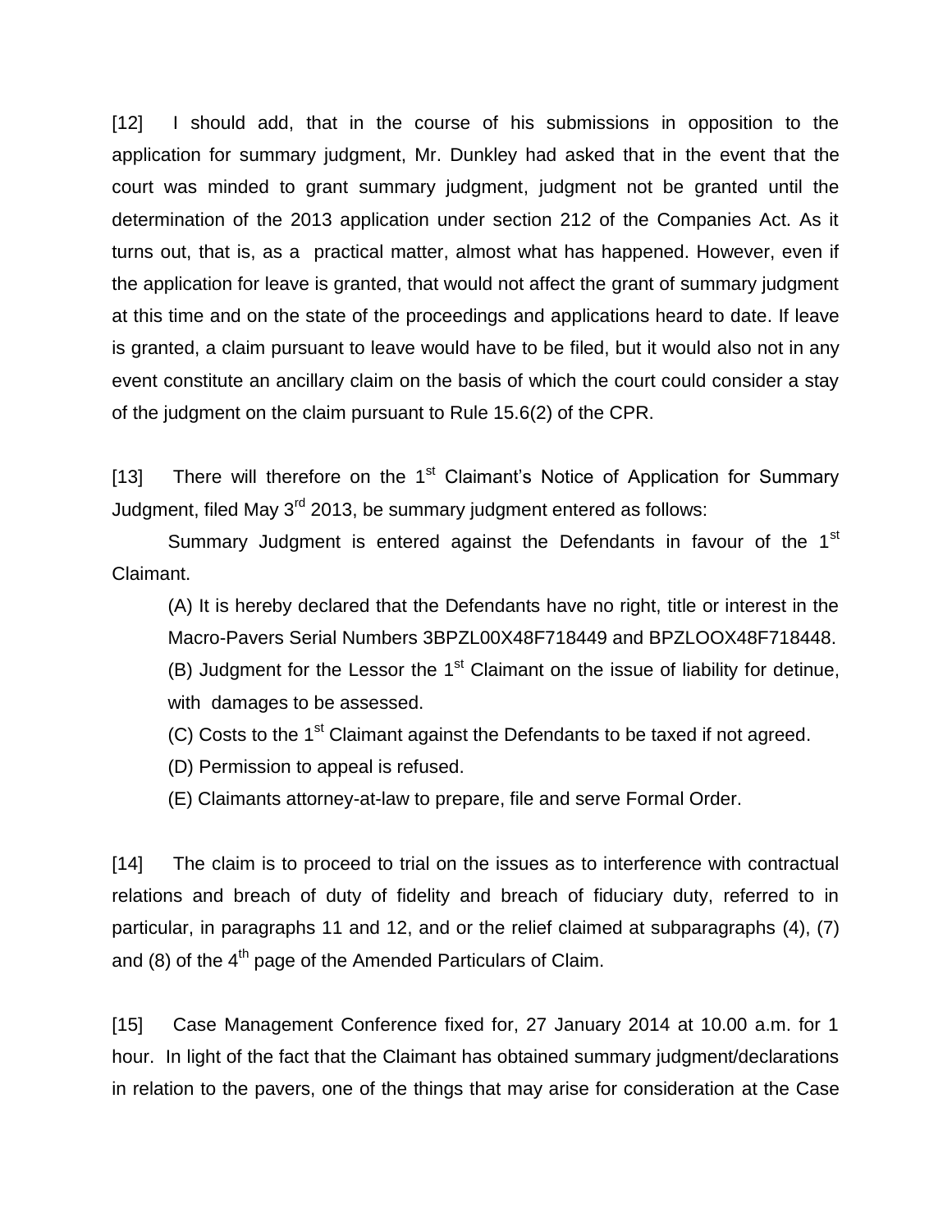[12] I should add, that in the course of his submissions in opposition to the application for summary judgment, Mr. Dunkley had asked that in the event that the court was minded to grant summary judgment, judgment not be granted until the determination of the 2013 application under section 212 of the Companies Act. As it turns out, that is, as a practical matter, almost what has happened. However, even if the application for leave is granted, that would not affect the grant of summary judgment at this time and on the state of the proceedings and applications heard to date. If leave is granted, a claim pursuant to leave would have to be filed, but it would also not in any event constitute an ancillary claim on the basis of which the court could consider a stay of the judgment on the claim pursuant to Rule 15.6(2) of the CPR.

[13] There will therefore on the 1st Claimant's Notice of Application for Summary Judgment, filed May 3rd 2013, be summary judgment entered as follows:

Summary Judgment is entered against the Defendants in favour of the 1st Claimant.

(A) It is hereby declared that the Defendants have no right, title or interest in the Macro-Pavers Serial Numbers 3BPZL00X48F718449 and BPZLOOX48F718448.

(B) Judgment for the Lessor the 1st Claimant on the issue of liability for detinue, with damages to be assessed.

(C) Costs to the 1st Claimant against the Defendants to be taxed if not agreed.

(D) Permission to appeal is refused.

(E) Claimants attorney-at-law to prepare, file and serve Formal Order.

[14] The claim is to proceed to trial on the issues as to interference with contractual relations and breach of duty of fidelity and breach of fiduciary duty, referred to in particular, in paragraphs 11 and 12, and or the relief claimed at subparagraphs (4), (7) and (8) of the 4th page of the Amended Particulars of Claim.

[15] Case Management Conference fixed for, 27 January 2014 at 10.00 a.m. for 1 hour. In light of the fact that the Claimant has obtained summary judgment/declarations in relation to the pavers, one of the things that may arise for consideration at the Case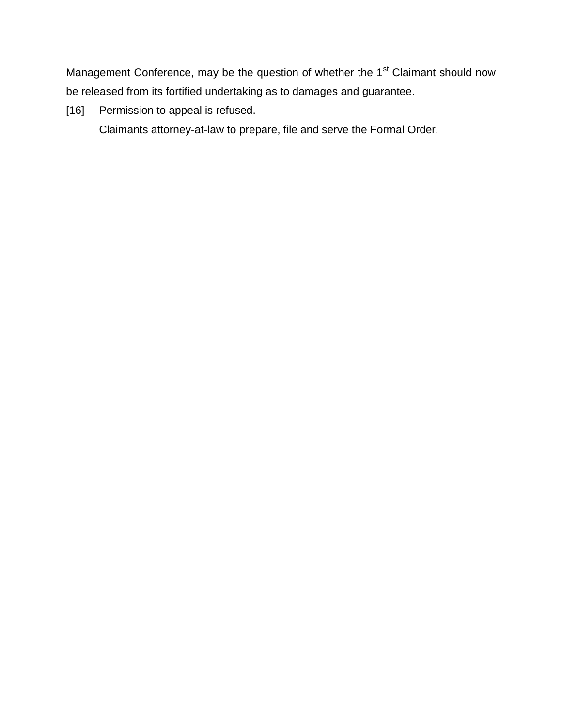Management Conference, may be the question of whether the 1st Claimant should now be released from its fortified undertaking as to damages and guarantee.

[16] Permission to appeal is refused.

Claimants attorney-at-law to prepare, file and serve the Formal Order.